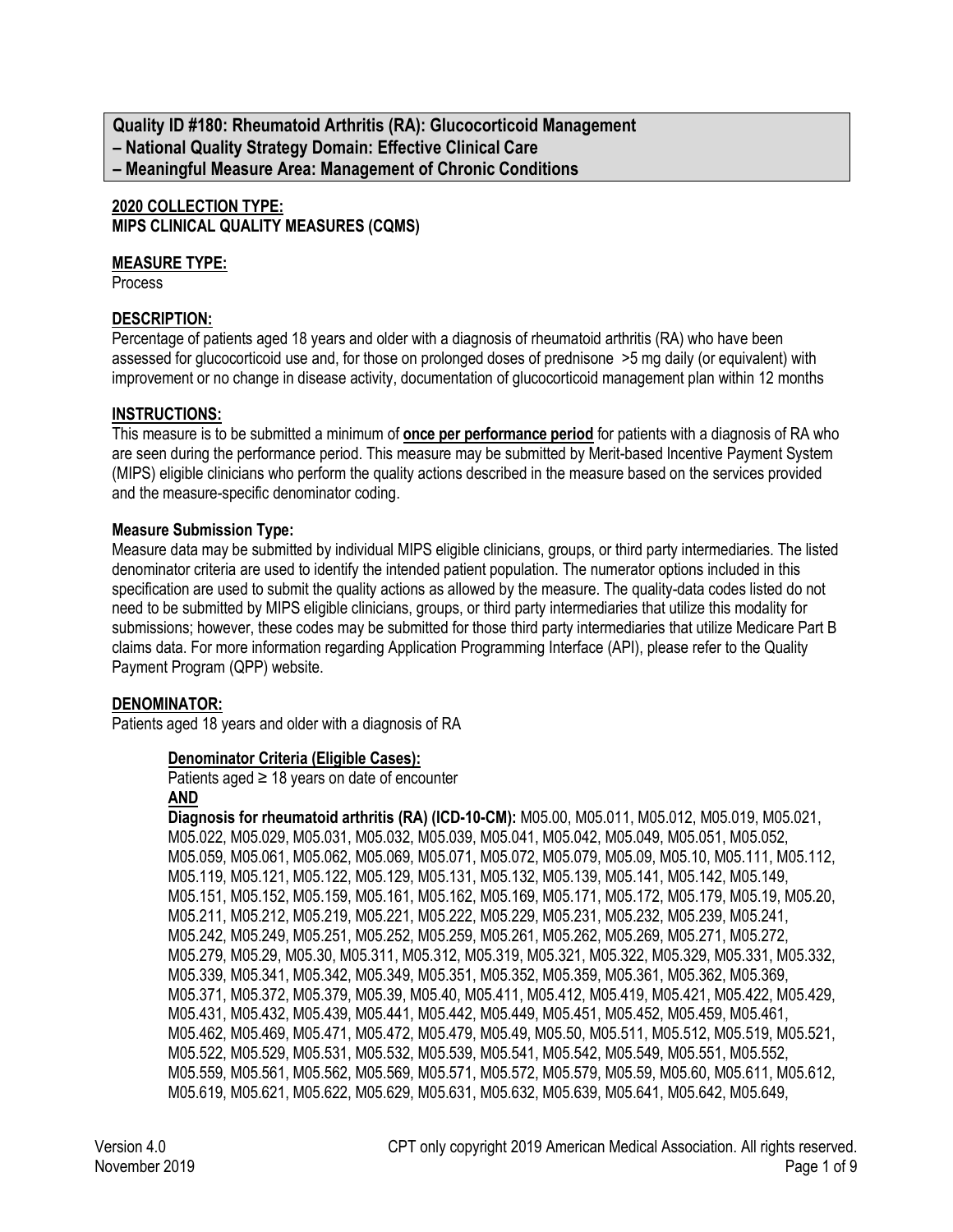**Quality ID #180: Rheumatoid Arthritis (RA): Glucocorticoid Management**
**– National Quality Strategy Domain: Effective Clinical Care**
**– Meaningful Measure Area: Management of Chronic Conditions**

**2020 COLLECTION TYPE:**
**MIPS CLINICAL QUALITY MEASURES (CQMS)**

**MEASURE TYPE:**
Process

**DESCRIPTION:**
Percentage of patients aged 18 years and older with a diagnosis of rheumatoid arthritis (RA) who have been assessed for glucocorticoid use and, for those on prolonged doses of prednisone >5 mg daily (or equivalent) with improvement or no change in disease activity, documentation of glucocorticoid management plan within 12 months

**INSTRUCTIONS:**
This measure is to be submitted a minimum of **once per performance period** for patients with a diagnosis of RA who are seen during the performance period. This measure may be submitted by Merit-based Incentive Payment System (MIPS) eligible clinicians who perform the quality actions described in the measure based on the services provided and the measure-specific denominator coding.

**Measure Submission Type:**
Measure data may be submitted by individual MIPS eligible clinicians, groups, or third party intermediaries. The listed denominator criteria are used to identify the intended patient population. The numerator options included in this specification are used to submit the quality actions as allowed by the measure. The quality-data codes listed do not need to be submitted by MIPS eligible clinicians, groups, or third party intermediaries that utilize this modality for submissions; however, these codes may be submitted for those third party intermediaries that utilize Medicare Part B claims data. For more information regarding Application Programming Interface (API), please refer to the Quality Payment Program (QPP) website.

**DENOMINATOR:**
Patients aged 18 years and older with a diagnosis of RA

**Denominator Criteria (Eligible Cases):**
Patients aged ≥ 18 years on date of encounter
**AND**
**Diagnosis for rheumatoid arthritis (RA) (ICD-10-CM):** M05.00, M05.011, M05.012, M05.019, M05.021, M05.022, M05.029, M05.031, M05.032, M05.039, M05.041, M05.042, M05.049, M05.051, M05.052, M05.059, M05.061, M05.062, M05.069, M05.071, M05.072, M05.079, M05.09, M05.10, M05.111, M05.112, M05.119, M05.121, M05.122, M05.129, M05.131, M05.132, M05.139, M05.141, M05.142, M05.149, M05.151, M05.152, M05.159, M05.161, M05.162, M05.169, M05.171, M05.172, M05.179, M05.19, M05.20, M05.211, M05.212, M05.219, M05.221, M05.222, M05.229, M05.231, M05.232, M05.239, M05.241, M05.242, M05.249, M05.251, M05.252, M05.259, M05.261, M05.262, M05.269, M05.271, M05.272, M05.279, M05.29, M05.30, M05.311, M05.312, M05.319, M05.321, M05.322, M05.329, M05.331, M05.332, M05.339, M05.341, M05.342, M05.349, M05.351, M05.352, M05.359, M05.361, M05.362, M05.369, M05.371, M05.372, M05.379, M05.39, M05.40, M05.411, M05.412, M05.419, M05.421, M05.422, M05.429, M05.431, M05.432, M05.439, M05.441, M05.442, M05.449, M05.451, M05.452, M05.459, M05.461, M05.462, M05.469, M05.471, M05.472, M05.479, M05.49, M05.50, M05.511, M05.512, M05.519, M05.521, M05.522, M05.529, M05.531, M05.532, M05.539, M05.541, M05.542, M05.549, M05.551, M05.552, M05.559, M05.561, M05.562, M05.569, M05.571, M05.572, M05.579, M05.59, M05.60, M05.611, M05.612, M05.619, M05.621, M05.622, M05.629, M05.631, M05.632, M05.639, M05.641, M05.642, M05.649,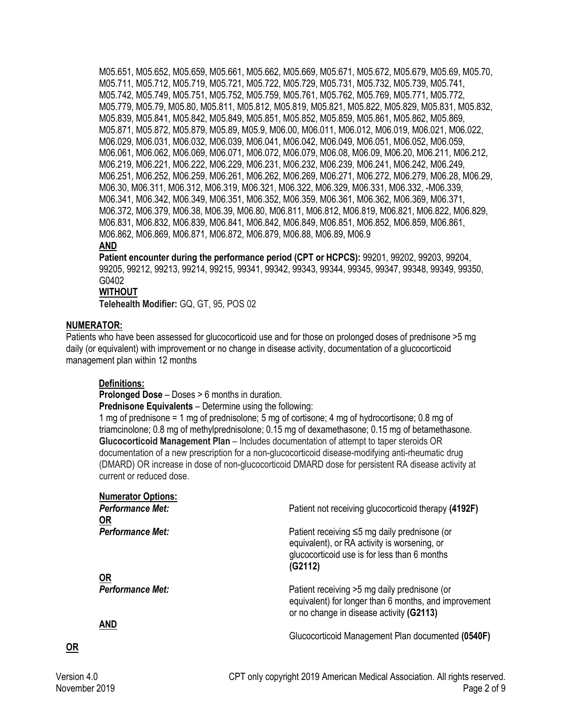M05.651, M05.652, M05.659, M05.661, M05.662, M05.669, M05.671, M05.672, M05.679, M05.69, M05.70, M05.711, M05.712, M05.719, M05.721, M05.722, M05.729, M05.731, M05.732, M05.739, M05.741, M05.742, M05.749, M05.751, M05.752, M05.759, M05.761, M05.762, M05.769, M05.771, M05.772, M05.779, M05.79, M05.80, M05.811, M05.812, M05.819, M05.821, M05.822, M05.829, M05.831, M05.832, M05.839, M05.841, M05.842, M05.849, M05.851, M05.852, M05.859, M05.861, M05.862, M05.869, M05.871, M05.872, M05.879, M05.89, M05.9, M06.00, M06.011, M06.012, M06.019, M06.021, M06.022, M06.029, M06.031, M06.032, M06.039, M06.041, M06.042, M06.049, M06.051, M06.052, M06.059, M06.061, M06.062, M06.069, M06.071, M06.072, M06.079, M06.08, M06.09, M06.20, M06.211, M06.212, M06.219, M06.221, M06.222, M06.229, M06.231, M06.232, M06.239, M06.241, M06.242, M06.249, M06.251, M06.252, M06.259, M06.261, M06.262, M06.269, M06.271, M06.272, M06.279, M06.28, M06.29, M06.30, M06.311, M06.312, M06.319, M06.321, M06.322, M06.329, M06.331, M06.332, -M06.339, M06.341, M06.342, M06.349, M06.351, M06.352, M06.359, M06.361, M06.362, M06.369, M06.371, M06.372, M06.379, M06.38, M06.39, M06.80, M06.811, M06.812, M06.819, M06.821, M06.822, M06.829, M06.831, M06.832, M06.839, M06.841, M06.842, M06.849, M06.851, M06.852, M06.859, M06.861, M06.862, M06.869, M06.871, M06.872, M06.879, M06.88, M06.89, M06.9

**AND**

**Patient encounter during the performance period (CPT or HCPCS):** 99201, 99202, 99203, 99204, 99205, 99212, 99213, 99214, 99215, 99341, 99342, 99343, 99344, 99345, 99347, 99348, 99349, 99350, G0402

**WITHOUT**

**Telehealth Modifier:** GQ, GT, 95, POS 02

**NUMERATOR:**

Patients who have been assessed for glucocorticoid use and for those on prolonged doses of prednisone >5 mg daily (or equivalent) with improvement or no change in disease activity, documentation of a glucocorticoid management plan within 12 months

**Definitions:**

**Prolonged Dose** – Doses > 6 months in duration.

**Prednisone Equivalents** – Determine using the following:

1 mg of prednisone = 1 mg of prednisolone; 5 mg of cortisone; 4 mg of hydrocortisone; 0.8 mg of triamcinolone; 0.8 mg of methylprednisolone; 0.15 mg of dexamethasone; 0.15 mg of betamethasone.

**Glucocorticoid Management Plan** – Includes documentation of attempt to taper steroids OR documentation of a new prescription for a non-glucocorticoid disease-modifying anti-rheumatic drug (DMARD) OR increase in dose of non-glucocorticoid DMARD dose for persistent RA disease activity at current or reduced dose.

**Numerator Options:**

| | |
|---|---|
| ***Performance Met:*** | Patient not receiving glucocorticoid therapy **(4192F)** |
| **OR** | |
| ***Performance Met:*** | Patient receiving ≤5 mg daily prednisone (or equivalent), or RA activity is worsening, or glucocorticoid use is for less than 6 months **(G2112)** |
| **OR** | |
| ***Performance Met:*** | Patient receiving >5 mg daily prednisone (or equivalent) for longer than 6 months, and improvement or no change in disease activity **(G2113)** |
| **AND** | Glucocorticoid Management Plan documented **(0540F)** |

**OR**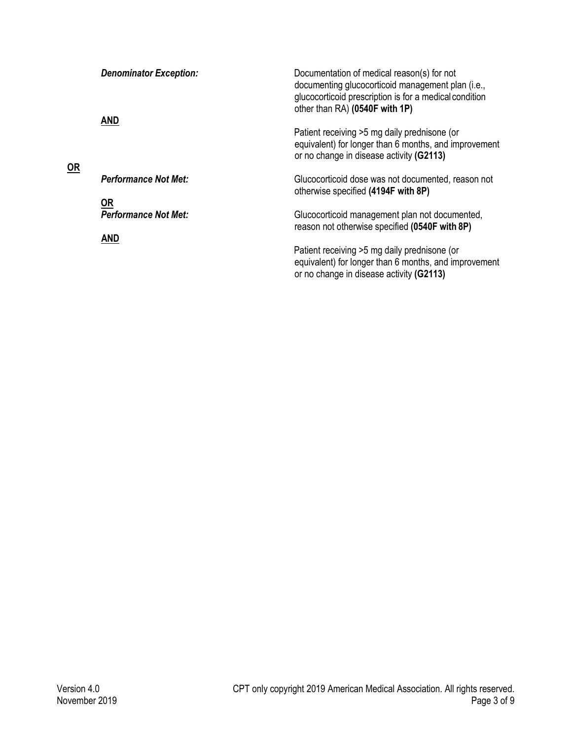*Denominator Exception:* Documentation of medical reason(s) for not documenting glucocorticoid management plan (i.e., glucocorticoid prescription is for a medical condition other than RA) **(0540F with 1P)**

**AND**

Patient receiving >5 mg daily prednisone (or equivalent) for longer than 6 months, and improvement or no change in disease activity **(G2113)**

**OR**

*Performance Not Met:* Glucocorticoid dose was not documented, reason not otherwise specified **(4194F with 8P)**

**OR**

*Performance Not Met:* Glucocorticoid management plan not documented, reason not otherwise specified **(0540F with 8P)**

**AND**

Patient receiving >5 mg daily prednisone (or equivalent) for longer than 6 months, and improvement or no change in disease activity **(G2113)**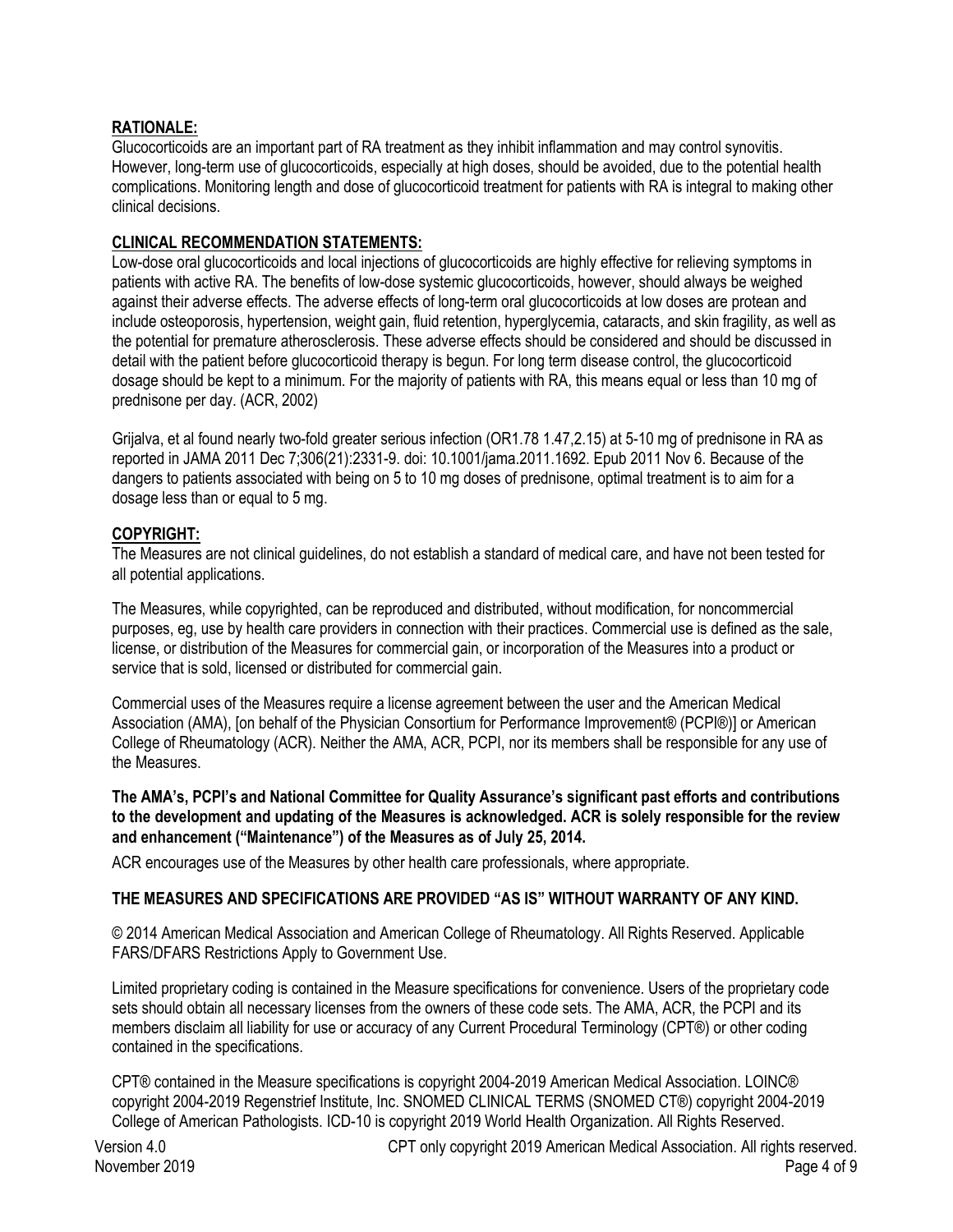## RATIONALE:

Glucocorticoids are an important part of RA treatment as they inhibit inflammation and may control synovitis. However, long-term use of glucocorticoids, especially at high doses, should be avoided, due to the potential health complications. Monitoring length and dose of glucocorticoid treatment for patients with RA is integral to making other clinical decisions.

## CLINICAL RECOMMENDATION STATEMENTS:

Low-dose oral glucocorticoids and local injections of glucocorticoids are highly effective for relieving symptoms in patients with active RA. The benefits of low-dose systemic glucocorticoids, however, should always be weighed against their adverse effects. The adverse effects of long-term oral glucocorticoids at low doses are protean and include osteoporosis, hypertension, weight gain, fluid retention, hyperglycemia, cataracts, and skin fragility, as well as the potential for premature atherosclerosis. These adverse effects should be considered and should be discussed in detail with the patient before glucocorticoid therapy is begun. For long term disease control, the glucocorticoid dosage should be kept to a minimum. For the majority of patients with RA, this means equal or less than 10 mg of prednisone per day. (ACR, 2002)

Grijalva, et al found nearly two-fold greater serious infection (OR1.78 1.47,2.15) at 5-10 mg of prednisone in RA as reported in JAMA 2011 Dec 7;306(21):2331-9. doi: 10.1001/jama.2011.1692. Epub 2011 Nov 6. Because of the dangers to patients associated with being on 5 to 10 mg doses of prednisone, optimal treatment is to aim for a dosage less than or equal to 5 mg.

## COPYRIGHT:

The Measures are not clinical guidelines, do not establish a standard of medical care, and have not been tested for all potential applications.

The Measures, while copyrighted, can be reproduced and distributed, without modification, for noncommercial purposes, eg, use by health care providers in connection with their practices. Commercial use is defined as the sale, license, or distribution of the Measures for commercial gain, or incorporation of the Measures into a product or service that is sold, licensed or distributed for commercial gain.

Commercial uses of the Measures require a license agreement between the user and the American Medical Association (AMA), [on behalf of the Physician Consortium for Performance Improvement® (PCPI®)] or American College of Rheumatology (ACR). Neither the AMA, ACR, PCPI, nor its members shall be responsible for any use of the Measures.

**The AMA's, PCPI's and National Committee for Quality Assurance's significant past efforts and contributions to the development and updating of the Measures is acknowledged. ACR is solely responsible for the review and enhancement ("Maintenance") of the Measures as of July 25, 2014.**

ACR encourages use of the Measures by other health care professionals, where appropriate.

**THE MEASURES AND SPECIFICATIONS ARE PROVIDED "AS IS" WITHOUT WARRANTY OF ANY KIND.**

© 2014 American Medical Association and American College of Rheumatology. All Rights Reserved. Applicable FARS/DFARS Restrictions Apply to Government Use.

Limited proprietary coding is contained in the Measure specifications for convenience. Users of the proprietary code sets should obtain all necessary licenses from the owners of these code sets. The AMA, ACR, the PCPI and its members disclaim all liability for use or accuracy of any Current Procedural Terminology (CPT®) or other coding contained in the specifications.

CPT® contained in the Measure specifications is copyright 2004-2019 American Medical Association. LOINC® copyright 2004-2019 Regenstrief Institute, Inc. SNOMED CLINICAL TERMS (SNOMED CT®) copyright 2004-2019 College of American Pathologists. ICD-10 is copyright 2019 World Health Organization. All Rights Reserved.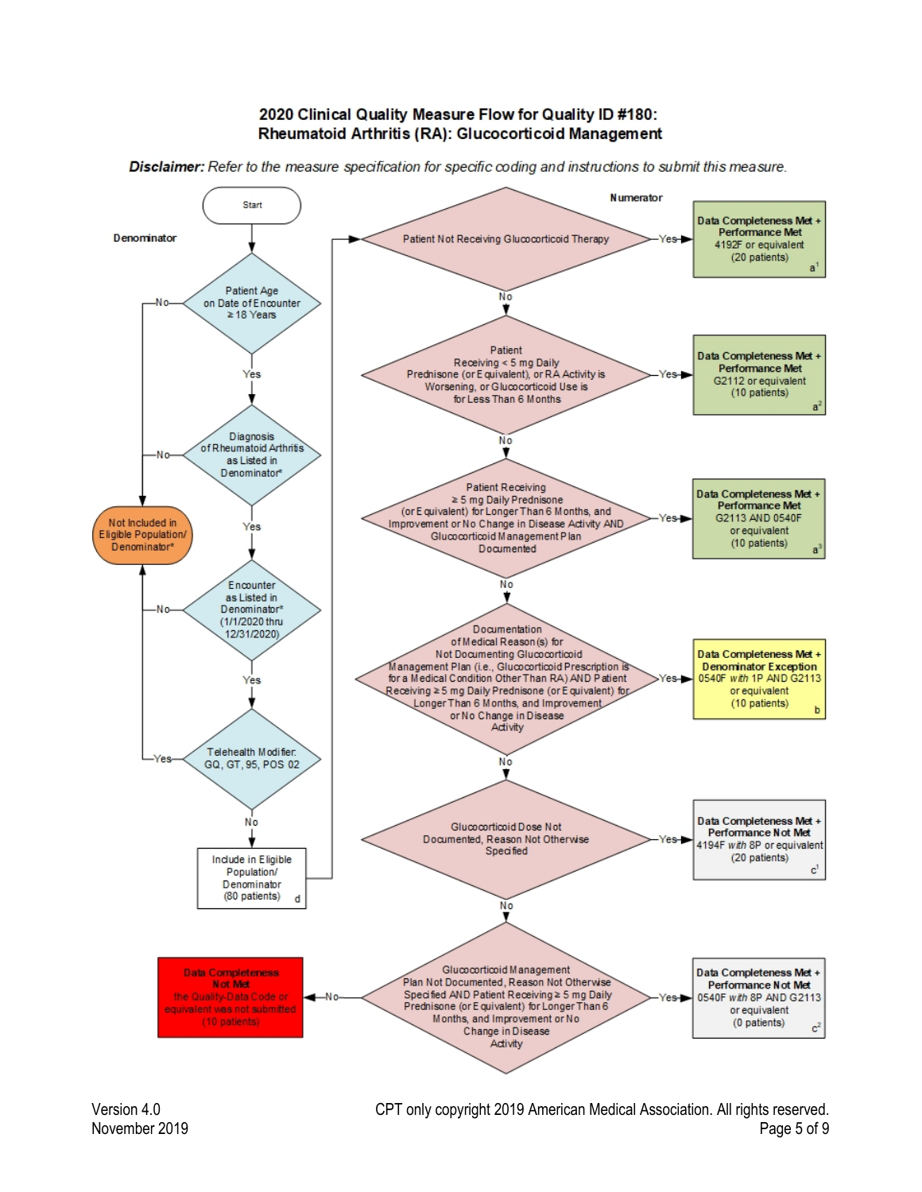# 2020 Clinical Quality Measure Flow for Quality ID #180: Rheumatoid Arthritis (RA): Glucocorticoid Management

***Disclaimer:*** *Refer to the measure specification for specific coding and instructions to submit this measure.*

**Denominator**

Start

Patient Age on Date of Encounter ≥ 18 Years — No → Not Included in Eligible Population/ Denominator*; Yes ↓

Diagnosis of Rheumatoid Arthritis as Listed in Denominator* — No → Not Included in Eligible Population/ Denominator*; Yes ↓

Encounter as Listed in Denominator* (1/1/2020 thru 12/31/2020) — No → Not Included in Eligible Population/ Denominator*; Yes ↓

Telehealth Modifier: GQ, GT, 95, POS 02 — Yes → Not Included in Eligible Population/ Denominator*; No ↓

Include in Eligible Population/ Denominator (80 patients) d

**Numerator**

Patient Not Receiving Glucocorticoid Therapy — Yes → Data Completeness Met + Performance Met 4192F or equivalent (20 patients) a[1]; No ↓

Patient Receiving < 5 mg Daily Prednisone (or Equivalent), or RA Activity is Worsening, or Glucocorticoid Use is for Less Than 6 Months — Yes → Data Completeness Met + Performance Met G2112 or equivalent (10 patients) a[2]; No ↓

Patient Receiving ≥ 5 mg Daily Prednisone (or Equivalent) for Longer Than 6 Months, and Improvement or No Change in Disease Activity AND Glucocorticoid Management Plan Documented — Yes → Data Completeness Met + Performance Met G2113 AND 0540F or equivalent (10 patients) a[3]; No ↓

Documentation of Medical Reason(s) for Not Documenting Glucocorticoid Management Plan (i.e., Glucocorticoid Prescription is for a Medical Condition Other Than RA) AND Patient Receiving ≥ 5 mg Daily Prednisone (or Equivalent) for Longer Than 6 Months, and Improvement or No Change in Disease Activity — Yes → Data Completeness Met + Denominator Exception 0540F *with* 1P AND G2113 or equivalent (10 patients) b; No ↓

Glucocorticoid Dose Not Documented, Reason Not Otherwise Specified — Yes → Data Completeness Met + Performance Not Met 4194F *with* 8P or equivalent (20 patients) c[1]; No ↓

Glucocorticoid Management Plan Not Documented, Reason Not Otherwise Specified AND Patient Receiving ≥ 5 mg Daily Prednisone (or Equivalent) for Longer Than 6 Months, and Improvement or No Change in Disease Activity — Yes → Data Completeness Met + Performance Not Met 0540F *with* 8P AND G2113 or equivalent (0 patients) c[2]; No → Data Completeness Not Met the Quality-Data Code or equivalent was not submitted (10 patients)

Version 4.0
November 2019

CPT only copyright 2019 American Medical Association. All rights reserved.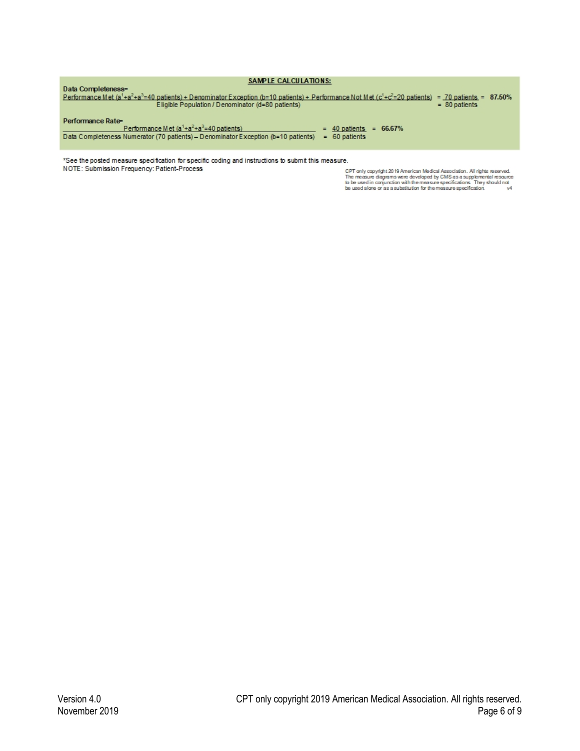**SAMPLE CALCULATIONS:**

**Data Completeness=**

$$\frac{\text{Performance Met } (a^1+a^2+a^3=40 \text{ patients}) + \text{Denominator Exception } (b=10 \text{ patients}) + \text{Performance Not Met } (c^1+c^2=20 \text{ patients})}{\text{Eligible Population / Denominator } (d=80 \text{ patients})} = \frac{70 \text{ patients}}{80 \text{ patients}} = 87.50\%$$

**Performance Rate=**

$$\frac{\text{Performance Met } (a^1+a^2+a^3=40 \text{ patients})}{\text{Data Completeness Numerator } (70 \text{ patients}) - \text{Denominator Exception } (b=10 \text{ patients})} = \frac{40 \text{ patients}}{60 \text{ patients}} = 66.67\%$$

*See the posted measure specification for specific coding and instructions to submit this measure.

NOTE: Submission Frequency: Patient-Process

CPT only copyright 2019 American Medical Association. All rights reserved. The measure diagrams were developed by CMS as a supplemental resource to be used in conjunction with the measure specifications. They should not be used alone or as a substitution for the measure specification. v4

Version 4.0
November 2019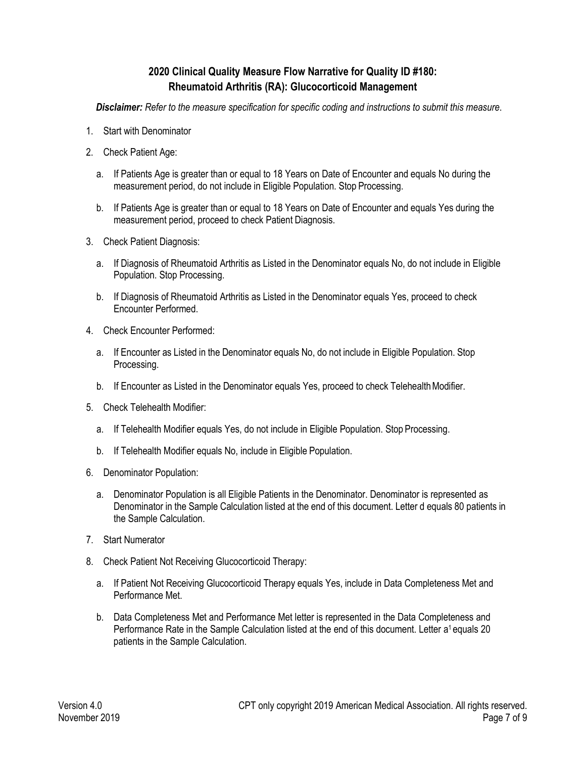## 2020 Clinical Quality Measure Flow Narrative for Quality ID #180: Rheumatoid Arthritis (RA): Glucocorticoid Management

***Disclaimer:*** *Refer to the measure specification for specific coding and instructions to submit this measure.*

1. Start with Denominator
2. Check Patient Age:
   a. If Patients Age is greater than or equal to 18 Years on Date of Encounter and equals No during the measurement period, do not include in Eligible Population. Stop Processing.
   b. If Patients Age is greater than or equal to 18 Years on Date of Encounter and equals Yes during the measurement period, proceed to check Patient Diagnosis.
3. Check Patient Diagnosis:
   a. If Diagnosis of Rheumatoid Arthritis as Listed in the Denominator equals No, do not include in Eligible Population. Stop Processing.
   b. If Diagnosis of Rheumatoid Arthritis as Listed in the Denominator equals Yes, proceed to check Encounter Performed.
4. Check Encounter Performed:
   a. If Encounter as Listed in the Denominator equals No, do not include in Eligible Population. Stop Processing.
   b. If Encounter as Listed in the Denominator equals Yes, proceed to check Telehealth Modifier.
5. Check Telehealth Modifier:
   a. If Telehealth Modifier equals Yes, do not include in Eligible Population. Stop Processing.
   b. If Telehealth Modifier equals No, include in Eligible Population.
6. Denominator Population:
   a. Denominator Population is all Eligible Patients in the Denominator. Denominator is represented as Denominator in the Sample Calculation listed at the end of this document. Letter d equals 80 patients in the Sample Calculation.
7. Start Numerator
8. Check Patient Not Receiving Glucocorticoid Therapy:
   a. If Patient Not Receiving Glucocorticoid Therapy equals Yes, include in Data Completeness Met and Performance Met.
   b. Data Completeness Met and Performance Met letter is represented in the Data Completeness and Performance Rate in the Sample Calculation listed at the end of this document. Letter $a^1$ equals 20 patients in the Sample Calculation.

Version 4.0
November 2019

CPT only copyright 2019 American Medical Association. All rights reserved.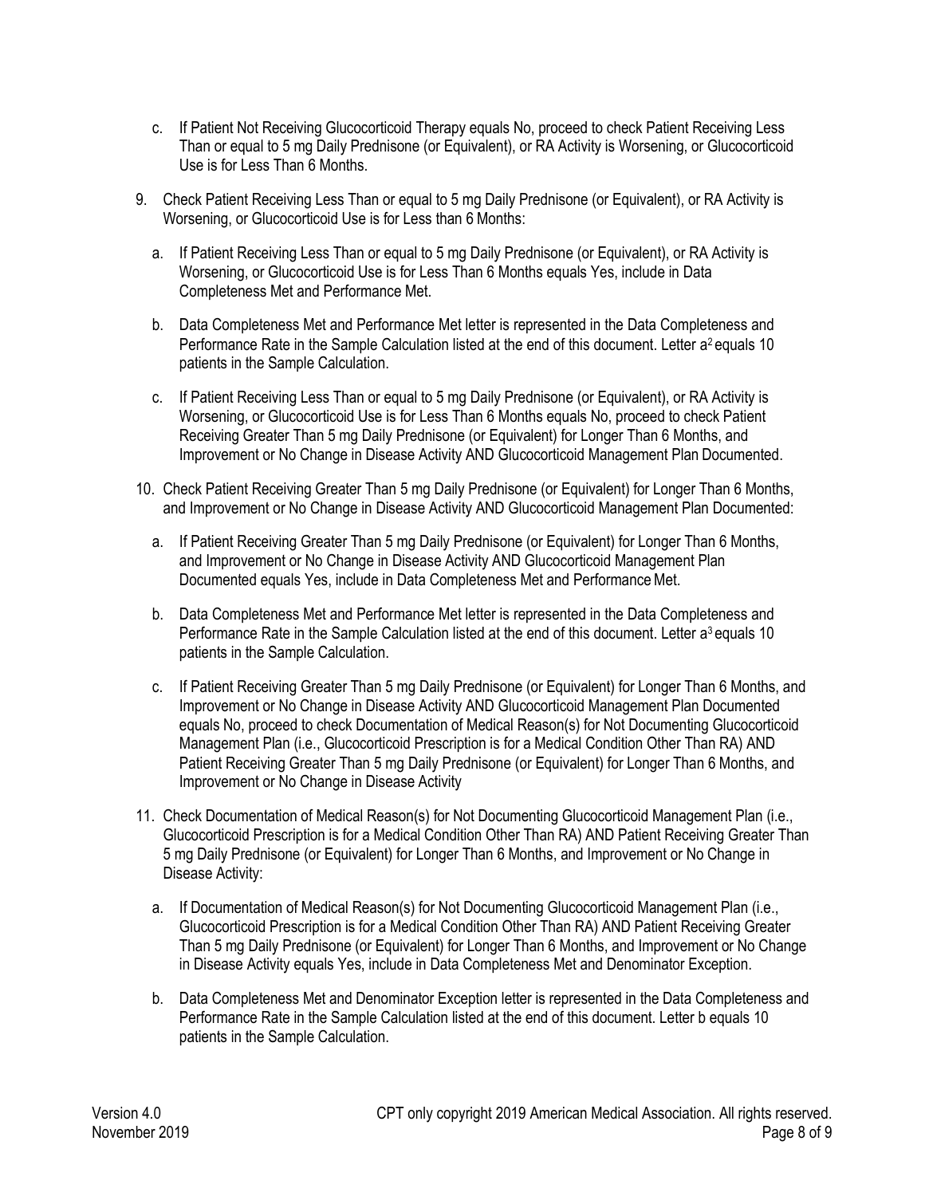c. If Patient Not Receiving Glucocorticoid Therapy equals No, proceed to check Patient Receiving Less Than or equal to 5 mg Daily Prednisone (or Equivalent), or RA Activity is Worsening, or Glucocorticoid Use is for Less Than 6 Months.

9. Check Patient Receiving Less Than or equal to 5 mg Daily Prednisone (or Equivalent), or RA Activity is Worsening, or Glucocorticoid Use is for Less than 6 Months:

   a. If Patient Receiving Less Than or equal to 5 mg Daily Prednisone (or Equivalent), or RA Activity is Worsening, or Glucocorticoid Use is for Less Than 6 Months equals Yes, include in Data Completeness Met and Performance Met.

   b. Data Completeness Met and Performance Met letter is represented in the Data Completeness and Performance Rate in the Sample Calculation listed at the end of this document. Letter $a^2$ equals 10 patients in the Sample Calculation.

   c. If Patient Receiving Less Than or equal to 5 mg Daily Prednisone (or Equivalent), or RA Activity is Worsening, or Glucocorticoid Use is for Less Than 6 Months equals No, proceed to check Patient Receiving Greater Than 5 mg Daily Prednisone (or Equivalent) for Longer Than 6 Months, and Improvement or No Change in Disease Activity AND Glucocorticoid Management Plan Documented.

10. Check Patient Receiving Greater Than 5 mg Daily Prednisone (or Equivalent) for Longer Than 6 Months, and Improvement or No Change in Disease Activity AND Glucocorticoid Management Plan Documented:

    a. If Patient Receiving Greater Than 5 mg Daily Prednisone (or Equivalent) for Longer Than 6 Months, and Improvement or No Change in Disease Activity AND Glucocorticoid Management Plan Documented equals Yes, include in Data Completeness Met and Performance Met.

    b. Data Completeness Met and Performance Met letter is represented in the Data Completeness and Performance Rate in the Sample Calculation listed at the end of this document. Letter $a^3$ equals 10 patients in the Sample Calculation.

    c. If Patient Receiving Greater Than 5 mg Daily Prednisone (or Equivalent) for Longer Than 6 Months, and Improvement or No Change in Disease Activity AND Glucocorticoid Management Plan Documented equals No, proceed to check Documentation of Medical Reason(s) for Not Documenting Glucocorticoid Management Plan (i.e., Glucocorticoid Prescription is for a Medical Condition Other Than RA) AND Patient Receiving Greater Than 5 mg Daily Prednisone (or Equivalent) for Longer Than 6 Months, and Improvement or No Change in Disease Activity

11. Check Documentation of Medical Reason(s) for Not Documenting Glucocorticoid Management Plan (i.e., Glucocorticoid Prescription is for a Medical Condition Other Than RA) AND Patient Receiving Greater Than 5 mg Daily Prednisone (or Equivalent) for Longer Than 6 Months, and Improvement or No Change in Disease Activity:

    a. If Documentation of Medical Reason(s) for Not Documenting Glucocorticoid Management Plan (i.e., Glucocorticoid Prescription is for a Medical Condition Other Than RA) AND Patient Receiving Greater Than 5 mg Daily Prednisone (or Equivalent) for Longer Than 6 Months, and Improvement or No Change in Disease Activity equals Yes, include in Data Completeness Met and Denominator Exception.

    b. Data Completeness Met and Denominator Exception letter is represented in the Data Completeness and Performance Rate in the Sample Calculation listed at the end of this document. Letter b equals 10 patients in the Sample Calculation.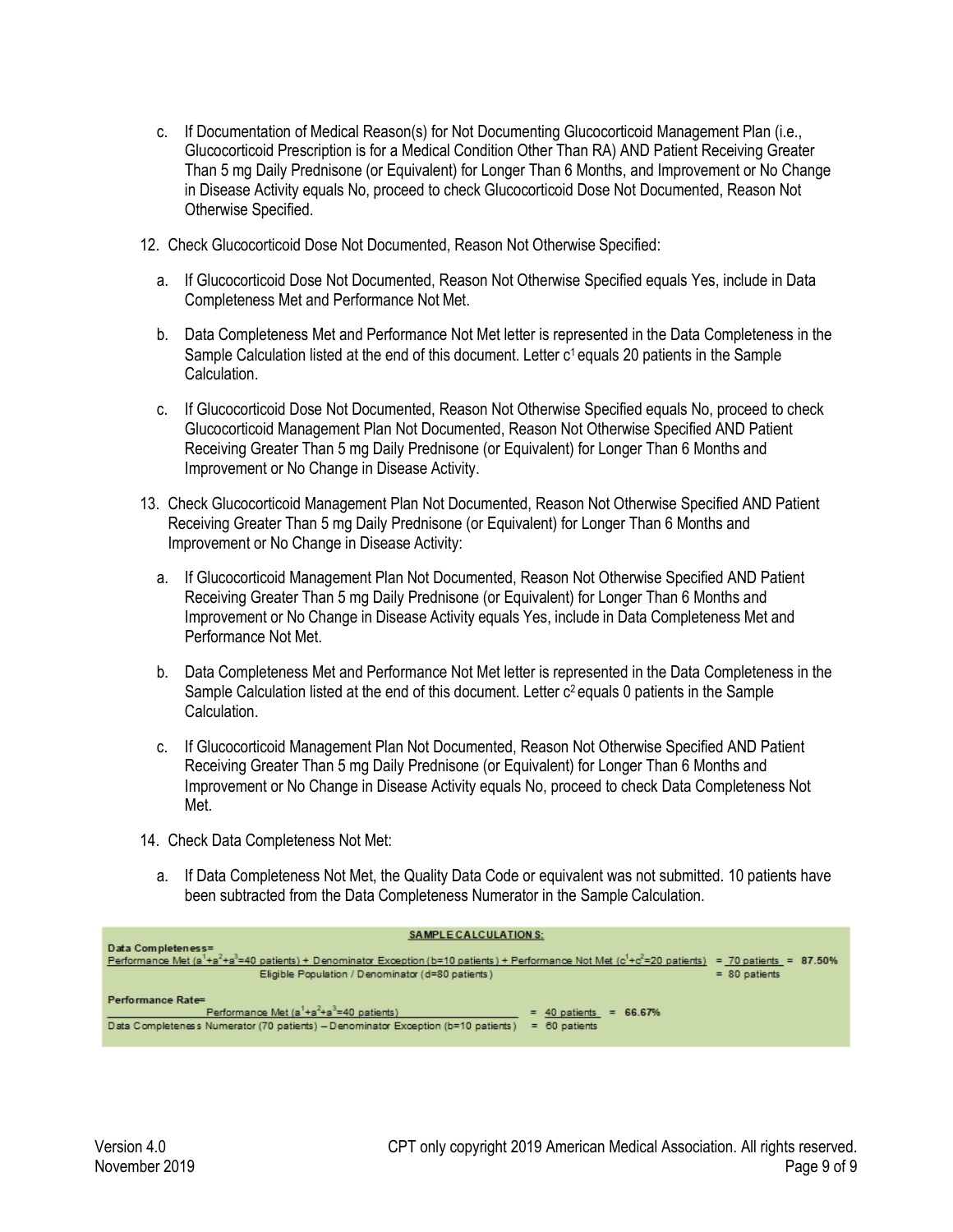c. If Documentation of Medical Reason(s) for Not Documenting Glucocorticoid Management Plan (i.e., Glucocorticoid Prescription is for a Medical Condition Other Than RA) AND Patient Receiving Greater Than 5 mg Daily Prednisone (or Equivalent) for Longer Than 6 Months, and Improvement or No Change in Disease Activity equals No, proceed to check Glucocorticoid Dose Not Documented, Reason Not Otherwise Specified.

12. Check Glucocorticoid Dose Not Documented, Reason Not Otherwise Specified:

    a. If Glucocorticoid Dose Not Documented, Reason Not Otherwise Specified equals Yes, include in Data Completeness Met and Performance Not Met.

    b. Data Completeness Met and Performance Not Met letter is represented in the Data Completeness in the Sample Calculation listed at the end of this document. Letter $c^1$ equals 20 patients in the Sample Calculation.

    c. If Glucocorticoid Dose Not Documented, Reason Not Otherwise Specified equals No, proceed to check Glucocorticoid Management Plan Not Documented, Reason Not Otherwise Specified AND Patient Receiving Greater Than 5 mg Daily Prednisone (or Equivalent) for Longer Than 6 Months and Improvement or No Change in Disease Activity.

13. Check Glucocorticoid Management Plan Not Documented, Reason Not Otherwise Specified AND Patient Receiving Greater Than 5 mg Daily Prednisone (or Equivalent) for Longer Than 6 Months and Improvement or No Change in Disease Activity:

    a. If Glucocorticoid Management Plan Not Documented, Reason Not Otherwise Specified AND Patient Receiving Greater Than 5 mg Daily Prednisone (or Equivalent) for Longer Than 6 Months and Improvement or No Change in Disease Activity equals Yes, include in Data Completeness Met and Performance Not Met.

    b. Data Completeness Met and Performance Not Met letter is represented in the Data Completeness in the Sample Calculation listed at the end of this document. Letter $c^2$ equals 0 patients in the Sample Calculation.

    c. If Glucocorticoid Management Plan Not Documented, Reason Not Otherwise Specified AND Patient Receiving Greater Than 5 mg Daily Prednisone (or Equivalent) for Longer Than 6 Months and Improvement or No Change in Disease Activity equals No, proceed to check Data Completeness Not Met.

14. Check Data Completeness Not Met:

    a. If Data Completeness Not Met, the Quality Data Code or equivalent was not submitted. 10 patients have been subtracted from the Data Completeness Numerator in the Sample Calculation.

**SAMPLE CALCULATIONS:**

**Data Completeness=**

$$\frac{\text{Performance Met } (a^1+a^2+a^3=40 \text{ patients}) + \text{Denominator Exception } (b=10 \text{ patients}) + \text{Performance Not Met } (c^1+c^2=20 \text{ patients})}{\text{Eligible Population / Denominator } (d=80 \text{ patients})} = \frac{70 \text{ patients}}{80 \text{ patients}} = 87.50\%$$

**Performance Rate=**

$$\frac{\text{Performance Met } (a^1+a^2+a^3=40 \text{ patients})}{\text{Data Completeness Numerator } (70 \text{ patients}) - \text{Denominator Exception } (b=10 \text{ patients})} = \frac{40 \text{ patients}}{60 \text{ patients}} = 66.67\%$$